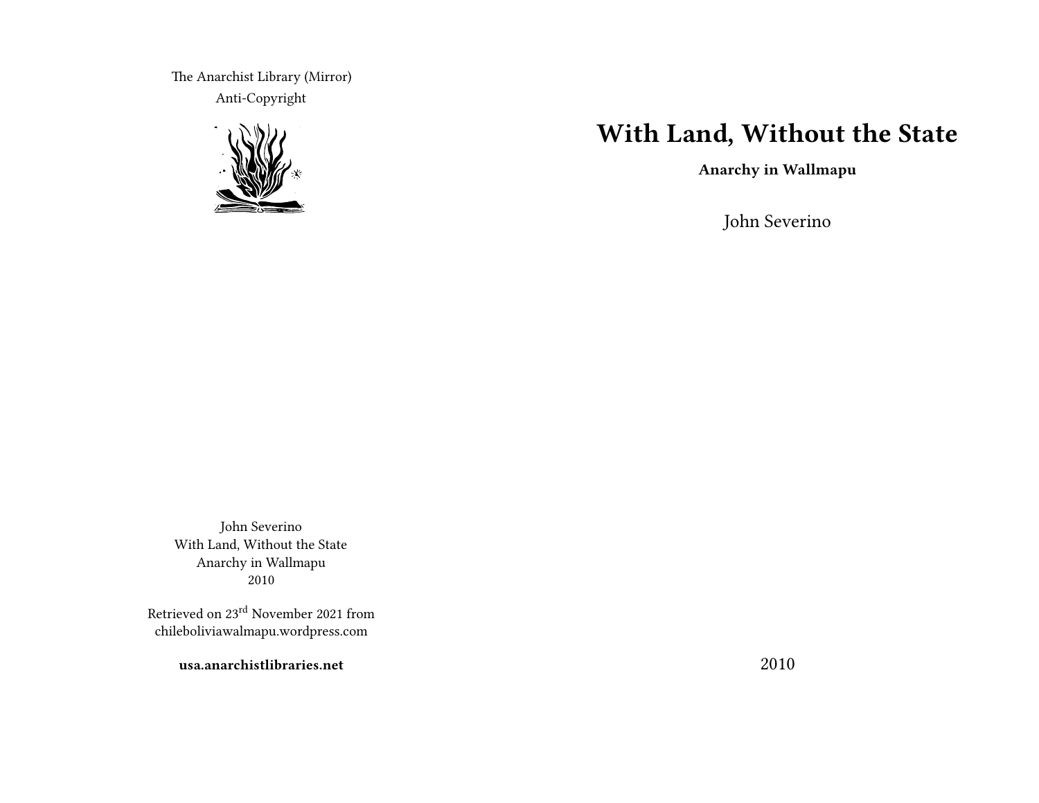The Anarchist Library (Mirror)
Anti-Copyright

John Severino
With Land, Without the State
Anarchy in Wallmapu
2010

Retrieved on 23rd November 2021 from chileboliviawalmapu.wordpress.com

**usa.anarchistlibraries.net**

# With Land, Without the State

**Anarchy in Wallmapu**

John Severino

2010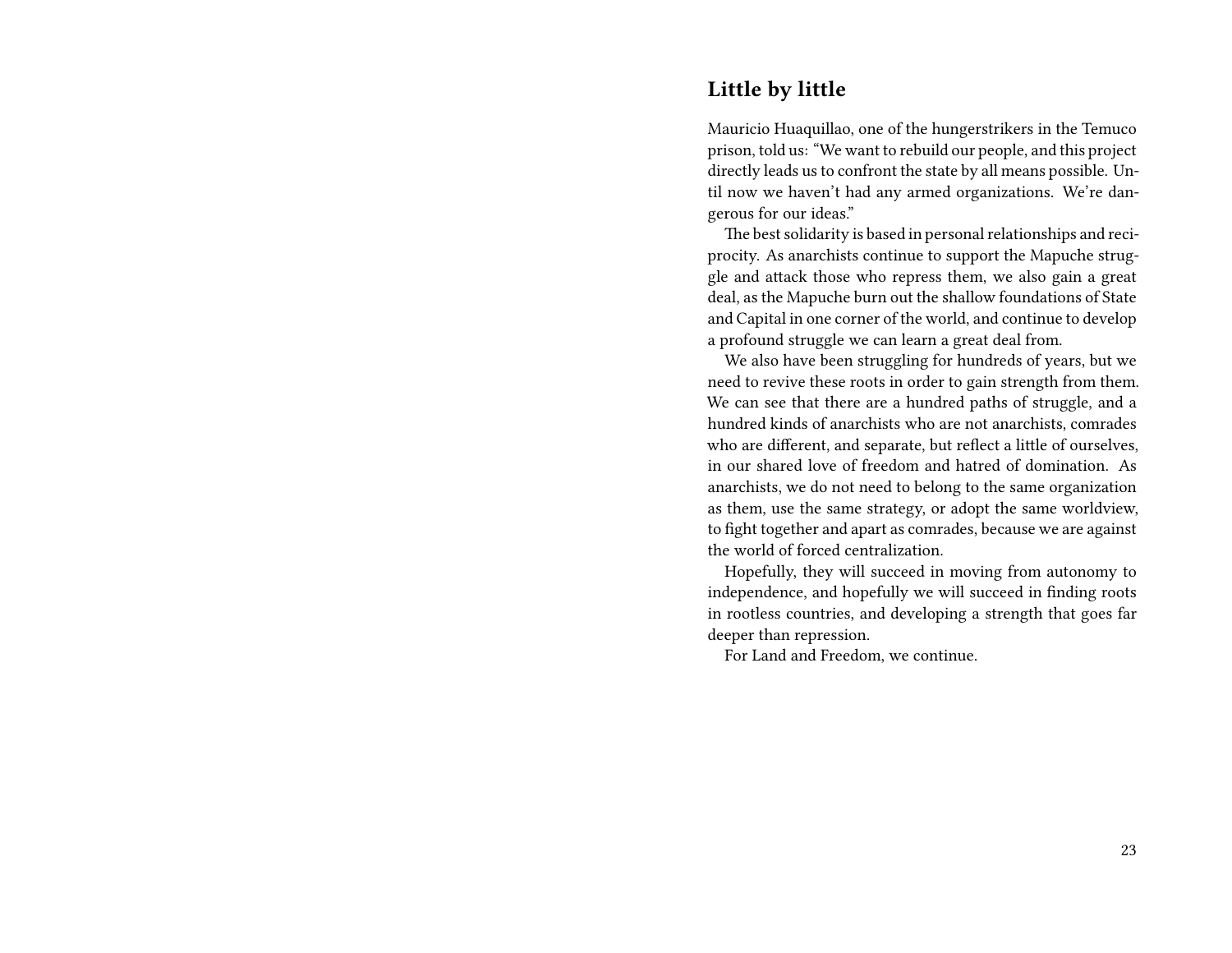## Little by little

Mauricio Huaquillao, one of the hungerstrikers in the Temuco prison, told us: "We want to rebuild our people, and this project directly leads us to confront the state by all means possible. Until now we haven't had any armed organizations. We're dangerous for our ideas."

The best solidarity is based in personal relationships and reciprocity. As anarchists continue to support the Mapuche struggle and attack those who repress them, we also gain a great deal, as the Mapuche burn out the shallow foundations of State and Capital in one corner of the world, and continue to develop a profound struggle we can learn a great deal from.

We also have been struggling for hundreds of years, but we need to revive these roots in order to gain strength from them. We can see that there are a hundred paths of struggle, and a hundred kinds of anarchists who are not anarchists, comrades who are different, and separate, but reflect a little of ourselves, in our shared love of freedom and hatred of domination. As anarchists, we do not need to belong to the same organization as them, use the same strategy, or adopt the same worldview, to fight together and apart as comrades, because we are against the world of forced centralization.

Hopefully, they will succeed in moving from autonomy to independence, and hopefully we will succeed in finding roots in rootless countries, and developing a strength that goes far deeper than repression.

For Land and Freedom, we continue.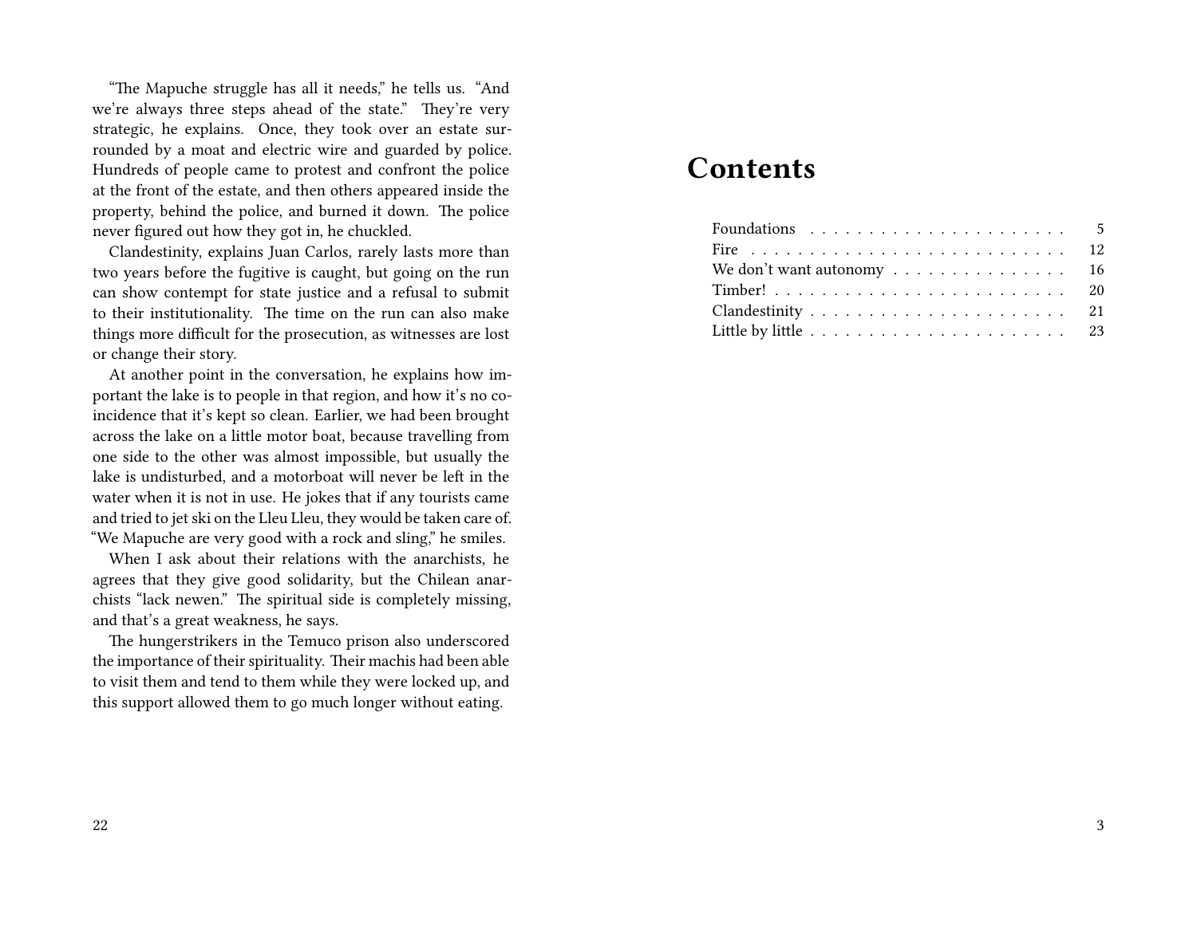"The Mapuche struggle has all it needs," he tells us. "And we're always three steps ahead of the state." They're very strategic, he explains. Once, they took over an estate surrounded by a moat and electric wire and guarded by police. Hundreds of people came to protest and confront the police at the front of the estate, and then others appeared inside the property, behind the police, and burned it down. The police never figured out how they got in, he chuckled.

Clandestinity, explains Juan Carlos, rarely lasts more than two years before the fugitive is caught, but going on the run can show contempt for state justice and a refusal to submit to their institutionality. The time on the run can also make things more difficult for the prosecution, as witnesses are lost or change their story.

At another point in the conversation, he explains how important the lake is to people in that region, and how it's no coincidence that it's kept so clean. Earlier, we had been brought across the lake on a little motor boat, because travelling from one side to the other was almost impossible, but usually the lake is undisturbed, and a motorboat will never be left in the water when it is not in use. He jokes that if any tourists came and tried to jet ski on the Lleu Lleu, they would be taken care of. "We Mapuche are very good with a rock and sling," he smiles.

When I ask about their relations with the anarchists, he agrees that they give good solidarity, but the Chilean anarchists "lack newen." The spiritual side is completely missing, and that's a great weakness, he says.

The hungerstrikers in the Temuco prison also underscored the importance of their spirituality. Their machis had been able to visit them and tend to them while they were locked up, and this support allowed them to go much longer without eating.

# Contents

| | |
|---|---|
| Foundations | 5 |
| Fire | 12 |
| We don't want autonomy | 16 |
| Timber! | 20 |
| Clandestinity | 21 |
| Little by little | 23 |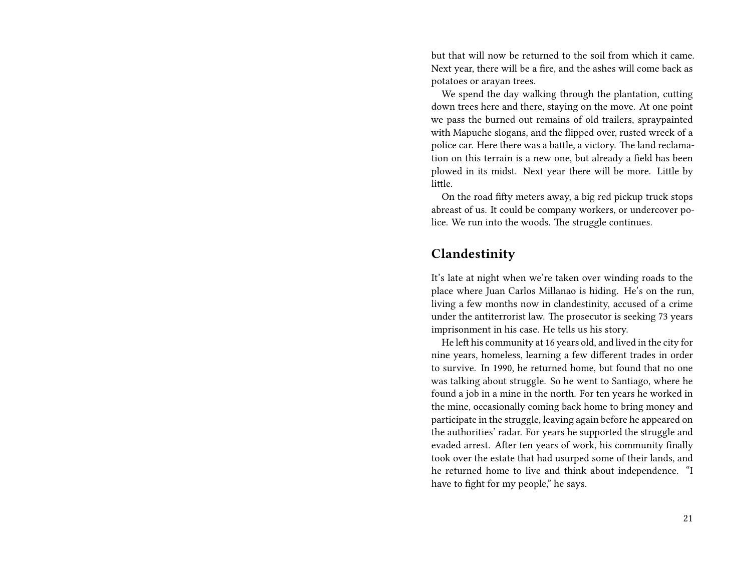but that will now be returned to the soil from which it came. Next year, there will be a fire, and the ashes will come back as potatoes or arayan trees.

We spend the day walking through the plantation, cutting down trees here and there, staying on the move. At one point we pass the burned out remains of old trailers, spraypainted with Mapuche slogans, and the flipped over, rusted wreck of a police car. Here there was a battle, a victory. The land reclamation on this terrain is a new one, but already a field has been plowed in its midst. Next year there will be more. Little by little.

On the road fifty meters away, a big red pickup truck stops abreast of us. It could be company workers, or undercover police. We run into the woods. The struggle continues.

## Clandestinity

It's late at night when we're taken over winding roads to the place where Juan Carlos Millanao is hiding. He's on the run, living a few months now in clandestinity, accused of a crime under the antiterrorist law. The prosecutor is seeking 73 years imprisonment in his case. He tells us his story.

He left his community at 16 years old, and lived in the city for nine years, homeless, learning a few different trades in order to survive. In 1990, he returned home, but found that no one was talking about struggle. So he went to Santiago, where he found a job in a mine in the north. For ten years he worked in the mine, occasionally coming back home to bring money and participate in the struggle, leaving again before he appeared on the authorities' radar. For years he supported the struggle and evaded arrest. After ten years of work, his community finally took over the estate that had usurped some of their lands, and he returned home to live and think about independence. "I have to fight for my people," he says.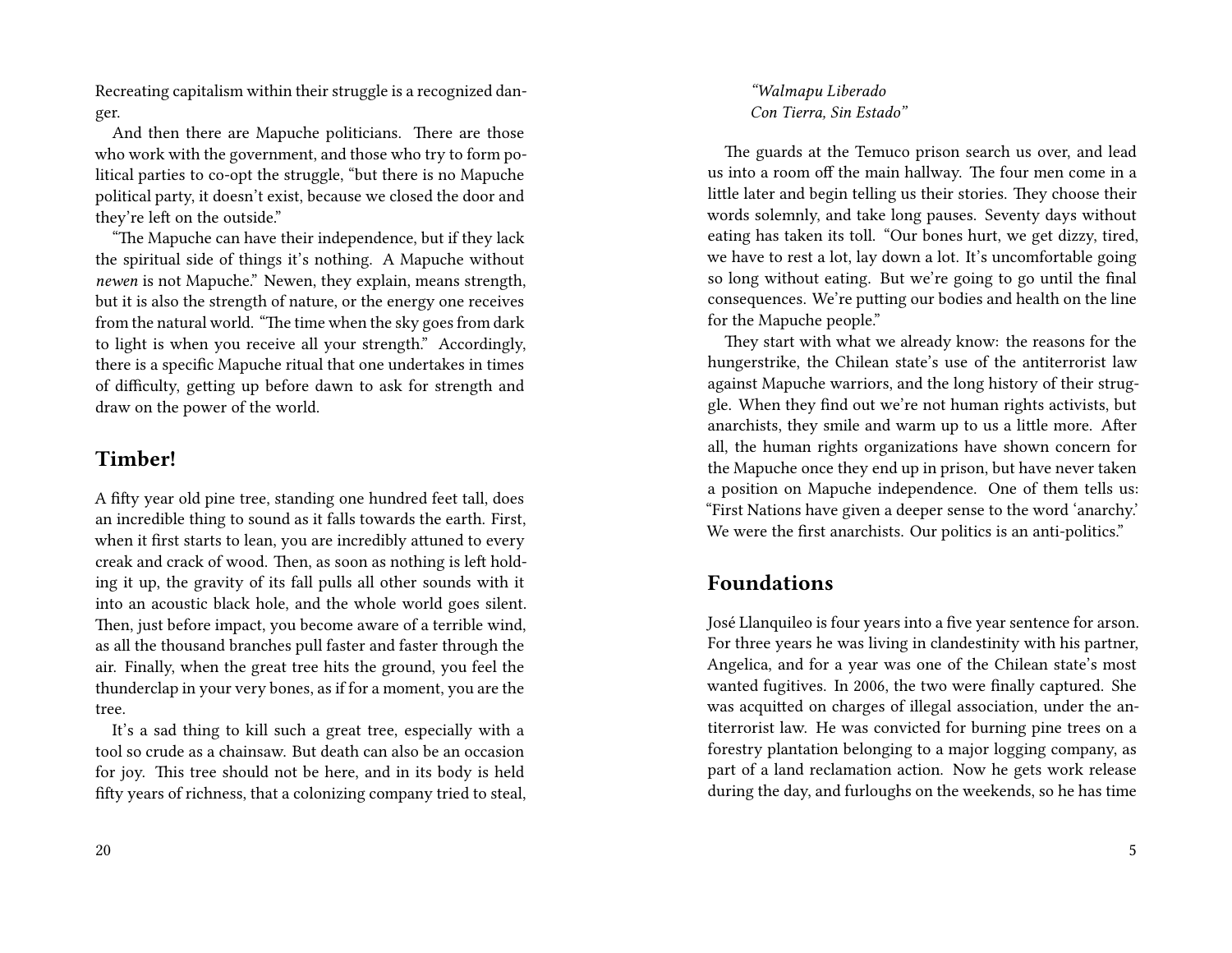Recreating capitalism within their struggle is a recognized danger.

And then there are Mapuche politicians. There are those who work with the government, and those who try to form political parties to co-opt the struggle, "but there is no Mapuche political party, it doesn't exist, because we closed the door and they're left on the outside."

"The Mapuche can have their independence, but if they lack the spiritual side of things it's nothing. A Mapuche without *newen* is not Mapuche." Newen, they explain, means strength, but it is also the strength of nature, or the energy one receives from the natural world. "The time when the sky goes from dark to light is when you receive all your strength." Accordingly, there is a specific Mapuche ritual that one undertakes in times of difficulty, getting up before dawn to ask for strength and draw on the power of the world.

## Timber!

A fifty year old pine tree, standing one hundred feet tall, does an incredible thing to sound as it falls towards the earth. First, when it first starts to lean, you are incredibly attuned to every creak and crack of wood. Then, as soon as nothing is left holding it up, the gravity of its fall pulls all other sounds with it into an acoustic black hole, and the whole world goes silent. Then, just before impact, you become aware of a terrible wind, as all the thousand branches pull faster and faster through the air. Finally, when the great tree hits the ground, you feel the thunderclap in your very bones, as if for a moment, you are the tree.

It's a sad thing to kill such a great tree, especially with a tool so crude as a chainsaw. But death can also be an occasion for joy. This tree should not be here, and in its body is held fifty years of richness, that a colonizing company tried to steal,

*"Walmapu Liberado*
*Con Tierra, Sin Estado"*

The guards at the Temuco prison search us over, and lead us into a room off the main hallway. The four men come in a little later and begin telling us their stories. They choose their words solemnly, and take long pauses. Seventy days without eating has taken its toll. "Our bones hurt, we get dizzy, tired, we have to rest a lot, lay down a lot. It's uncomfortable going so long without eating. But we're going to go until the final consequences. We're putting our bodies and health on the line for the Mapuche people."

They start with what we already know: the reasons for the hungerstrike, the Chilean state's use of the antiterrorist law against Mapuche warriors, and the long history of their struggle. When they find out we're not human rights activists, but anarchists, they smile and warm up to us a little more. After all, the human rights organizations have shown concern for the Mapuche once they end up in prison, but have never taken a position on Mapuche independence. One of them tells us: "First Nations have given a deeper sense to the word 'anarchy.' We were the first anarchists. Our politics is an anti-politics."

## Foundations

José Llanquileo is four years into a five year sentence for arson. For three years he was living in clandestinity with his partner, Angelica, and for a year was one of the Chilean state's most wanted fugitives. In 2006, the two were finally captured. She was acquitted on charges of illegal association, under the antiterrorist law. He was convicted for burning pine trees on a forestry plantation belonging to a major logging company, as part of a land reclamation action. Now he gets work release during the day, and furloughs on the weekends, so he has time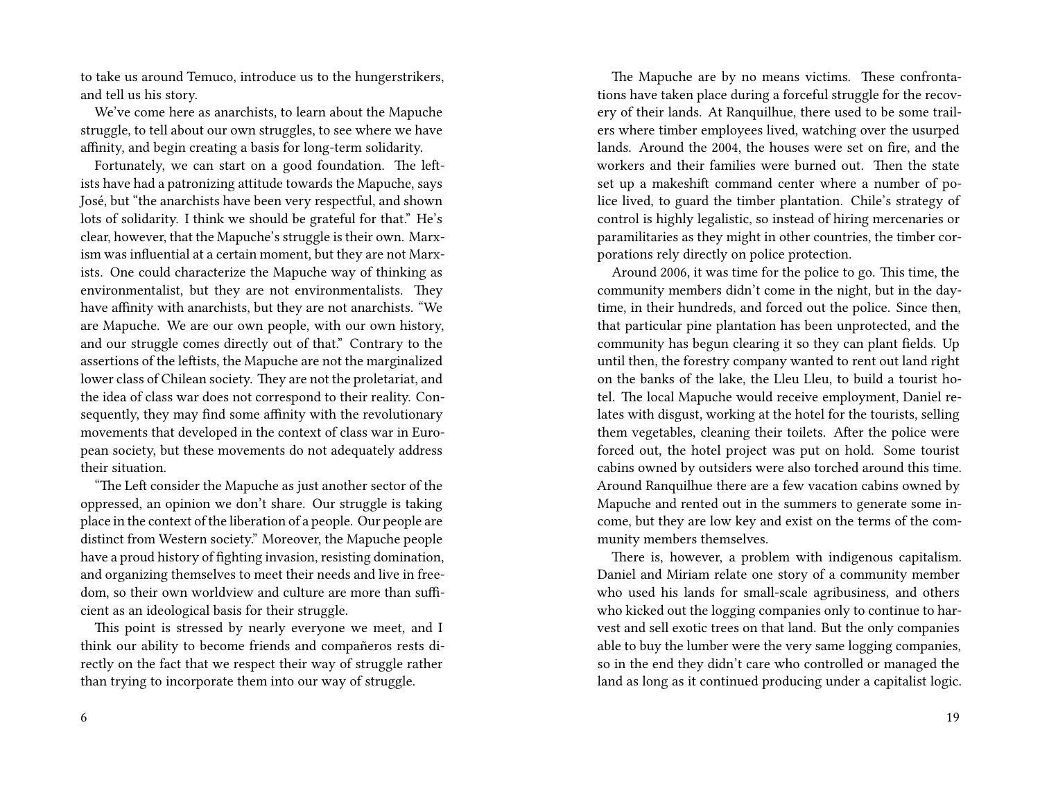to take us around Temuco, introduce us to the hungerstrikers, and tell us his story.

We've come here as anarchists, to learn about the Mapuche struggle, to tell about our own struggles, to see where we have affinity, and begin creating a basis for long-term solidarity.

Fortunately, we can start on a good foundation. The leftists have had a patronizing attitude towards the Mapuche, says José, but "the anarchists have been very respectful, and shown lots of solidarity. I think we should be grateful for that." He's clear, however, that the Mapuche's struggle is their own. Marxism was influential at a certain moment, but they are not Marxists. One could characterize the Mapuche way of thinking as environmentalist, but they are not environmentalists. They have affinity with anarchists, but they are not anarchists. "We are Mapuche. We are our own people, with our own history, and our struggle comes directly out of that." Contrary to the assertions of the leftists, the Mapuche are not the marginalized lower class of Chilean society. They are not the proletariat, and the idea of class war does not correspond to their reality. Consequently, they may find some affinity with the revolutionary movements that developed in the context of class war in European society, but these movements do not adequately address their situation.

"The Left consider the Mapuche as just another sector of the oppressed, an opinion we don't share. Our struggle is taking place in the context of the liberation of a people. Our people are distinct from Western society." Moreover, the Mapuche people have a proud history of fighting invasion, resisting domination, and organizing themselves to meet their needs and live in freedom, so their own worldview and culture are more than sufficient as an ideological basis for their struggle.

This point is stressed by nearly everyone we meet, and I think our ability to become friends and compañeros rests directly on the fact that we respect their way of struggle rather than trying to incorporate them into our way of struggle.

The Mapuche are by no means victims. These confrontations have taken place during a forceful struggle for the recovery of their lands. At Ranquilhue, there used to be some trailers where timber employees lived, watching over the usurped lands. Around the 2004, the houses were set on fire, and the workers and their families were burned out. Then the state set up a makeshift command center where a number of police lived, to guard the timber plantation. Chile's strategy of control is highly legalistic, so instead of hiring mercenaries or paramilitaries as they might in other countries, the timber corporations rely directly on police protection.

Around 2006, it was time for the police to go. This time, the community members didn't come in the night, but in the daytime, in their hundreds, and forced out the police. Since then, that particular pine plantation has been unprotected, and the community has begun clearing it so they can plant fields. Up until then, the forestry company wanted to rent out land right on the banks of the lake, the Lleu Lleu, to build a tourist hotel. The local Mapuche would receive employment, Daniel relates with disgust, working at the hotel for the tourists, selling them vegetables, cleaning their toilets. After the police were forced out, the hotel project was put on hold. Some tourist cabins owned by outsiders were also torched around this time. Around Ranquilhue there are a few vacation cabins owned by Mapuche and rented out in the summers to generate some income, but they are low key and exist on the terms of the community members themselves.

There is, however, a problem with indigenous capitalism. Daniel and Miriam relate one story of a community member who used his lands for small-scale agribusiness, and others who kicked out the logging companies only to continue to harvest and sell exotic trees on that land. But the only companies able to buy the lumber were the very same logging companies, so in the end they didn't care who controlled or managed the land as long as it continued producing under a capitalist logic.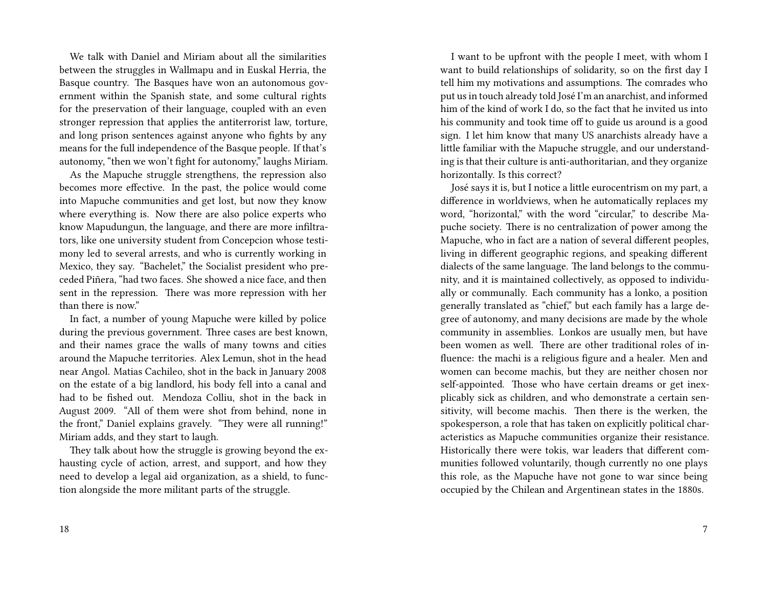We talk with Daniel and Miriam about all the similarities between the struggles in Wallmapu and in Euskal Herria, the Basque country. The Basques have won an autonomous government within the Spanish state, and some cultural rights for the preservation of their language, coupled with an even stronger repression that applies the antiterrorist law, torture, and long prison sentences against anyone who fights by any means for the full independence of the Basque people. If that's autonomy, "then we won't fight for autonomy," laughs Miriam.

As the Mapuche struggle strengthens, the repression also becomes more effective. In the past, the police would come into Mapuche communities and get lost, but now they know where everything is. Now there are also police experts who know Mapudungun, the language, and there are more infiltrators, like one university student from Concepcion whose testimony led to several arrests, and who is currently working in Mexico, they say. "Bachelet," the Socialist president who preceded Piñera, "had two faces. She showed a nice face, and then sent in the repression. There was more repression with her than there is now."

In fact, a number of young Mapuche were killed by police during the previous government. Three cases are best known, and their names grace the walls of many towns and cities around the Mapuche territories. Alex Lemun, shot in the head near Angol. Matias Cachileo, shot in the back in January 2008 on the estate of a big landlord, his body fell into a canal and had to be fished out. Mendoza Colliu, shot in the back in August 2009. "All of them were shot from behind, none in the front," Daniel explains gravely. "They were all running!" Miriam adds, and they start to laugh.

They talk about how the struggle is growing beyond the exhausting cycle of action, arrest, and support, and how they need to develop a legal aid organization, as a shield, to function alongside the more militant parts of the struggle.

I want to be upfront with the people I meet, with whom I want to build relationships of solidarity, so on the first day I tell him my motivations and assumptions. The comrades who put us in touch already told José I'm an anarchist, and informed him of the kind of work I do, so the fact that he invited us into his community and took time off to guide us around is a good sign. I let him know that many US anarchists already have a little familiar with the Mapuche struggle, and our understanding is that their culture is anti-authoritarian, and they organize horizontally. Is this correct?

José says it is, but I notice a little eurocentrism on my part, a difference in worldviews, when he automatically replaces my word, "horizontal," with the word "circular," to describe Mapuche society. There is no centralization of power among the Mapuche, who in fact are a nation of several different peoples, living in different geographic regions, and speaking different dialects of the same language. The land belongs to the community, and it is maintained collectively, as opposed to individually or communally. Each community has a lonko, a position generally translated as "chief," but each family has a large degree of autonomy, and many decisions are made by the whole community in assemblies. Lonkos are usually men, but have been women as well. There are other traditional roles of influence: the machi is a religious figure and a healer. Men and women can become machis, but they are neither chosen nor self-appointed. Those who have certain dreams or get inexplicably sick as children, and who demonstrate a certain sensitivity, will become machis. Then there is the werken, the spokesperson, a role that has taken on explicitly political characteristics as Mapuche communities organize their resistance. Historically there were tokis, war leaders that different communities followed voluntarily, though currently no one plays this role, as the Mapuche have not gone to war since being occupied by the Chilean and Argentinean states in the 1880s.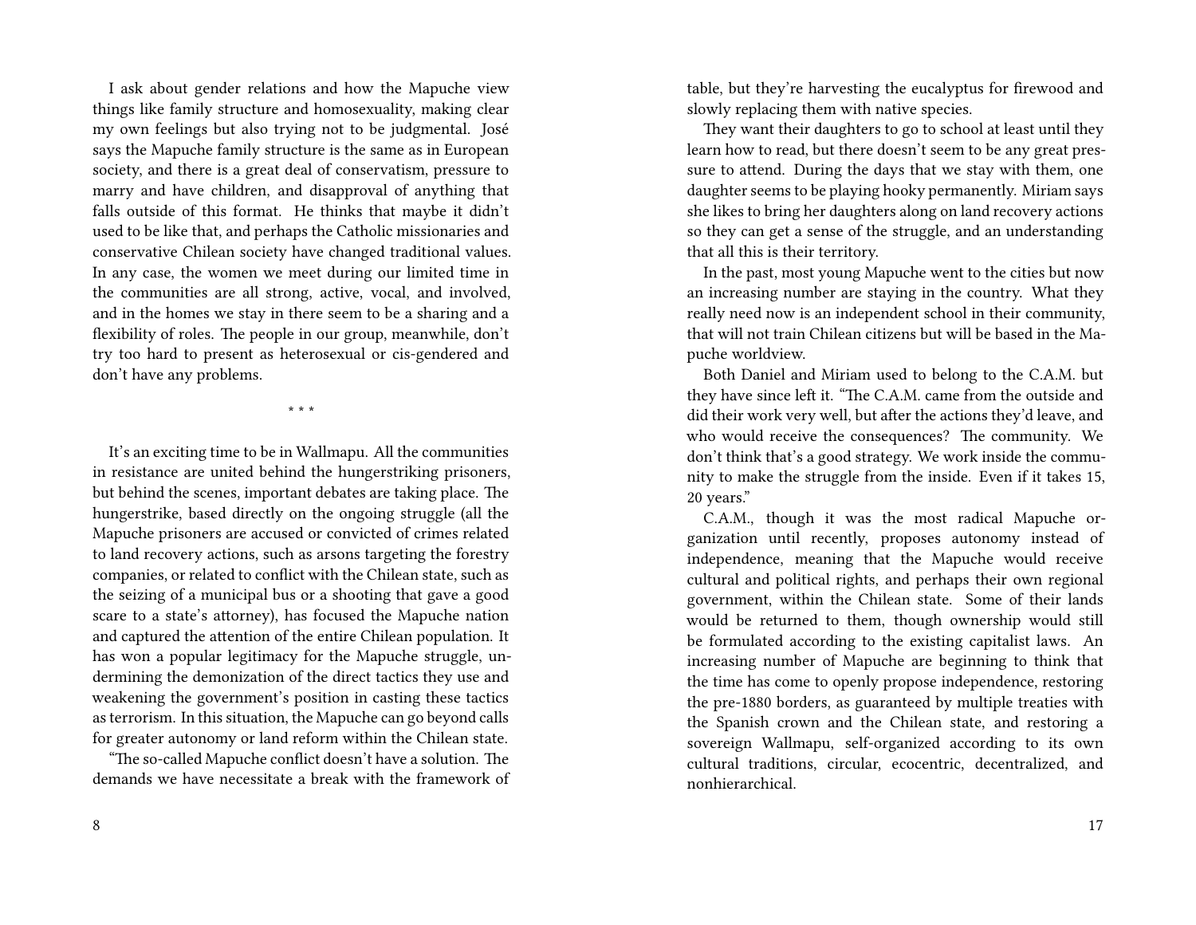I ask about gender relations and how the Mapuche view things like family structure and homosexuality, making clear my own feelings but also trying not to be judgmental. José says the Mapuche family structure is the same as in European society, and there is a great deal of conservatism, pressure to marry and have children, and disapproval of anything that falls outside of this format. He thinks that maybe it didn't used to be like that, and perhaps the Catholic missionaries and conservative Chilean society have changed traditional values. In any case, the women we meet during our limited time in the communities are all strong, active, vocal, and involved, and in the homes we stay in there seem to be a sharing and a flexibility of roles. The people in our group, meanwhile, don't try too hard to present as heterosexual or cis-gendered and don't have any problems.

* * *

It's an exciting time to be in Wallmapu. All the communities in resistance are united behind the hungerstriking prisoners, but behind the scenes, important debates are taking place. The hungerstrike, based directly on the ongoing struggle (all the Mapuche prisoners are accused or convicted of crimes related to land recovery actions, such as arsons targeting the forestry companies, or related to conflict with the Chilean state, such as the seizing of a municipal bus or a shooting that gave a good scare to a state's attorney), has focused the Mapuche nation and captured the attention of the entire Chilean population. It has won a popular legitimacy for the Mapuche struggle, undermining the demonization of the direct tactics they use and weakening the government's position in casting these tactics as terrorism. In this situation, the Mapuche can go beyond calls for greater autonomy or land reform within the Chilean state.

"The so-called Mapuche conflict doesn't have a solution. The demands we have necessitate a break with the framework of

table, but they're harvesting the eucalyptus for firewood and slowly replacing them with native species.

They want their daughters to go to school at least until they learn how to read, but there doesn't seem to be any great pressure to attend. During the days that we stay with them, one daughter seems to be playing hooky permanently. Miriam says she likes to bring her daughters along on land recovery actions so they can get a sense of the struggle, and an understanding that all this is their territory.

In the past, most young Mapuche went to the cities but now an increasing number are staying in the country. What they really need now is an independent school in their community, that will not train Chilean citizens but will be based in the Mapuche worldview.

Both Daniel and Miriam used to belong to the C.A.M. but they have since left it. "The C.A.M. came from the outside and did their work very well, but after the actions they'd leave, and who would receive the consequences? The community. We don't think that's a good strategy. We work inside the community to make the struggle from the inside. Even if it takes 15, 20 years."

C.A.M., though it was the most radical Mapuche organization until recently, proposes autonomy instead of independence, meaning that the Mapuche would receive cultural and political rights, and perhaps their own regional government, within the Chilean state. Some of their lands would be returned to them, though ownership would still be formulated according to the existing capitalist laws. An increasing number of Mapuche are beginning to think that the time has come to openly propose independence, restoring the pre-1880 borders, as guaranteed by multiple treaties with the Spanish crown and the Chilean state, and restoring a sovereign Wallmapu, self-organized according to its own cultural traditions, circular, ecocentric, decentralized, and nonhierarchical.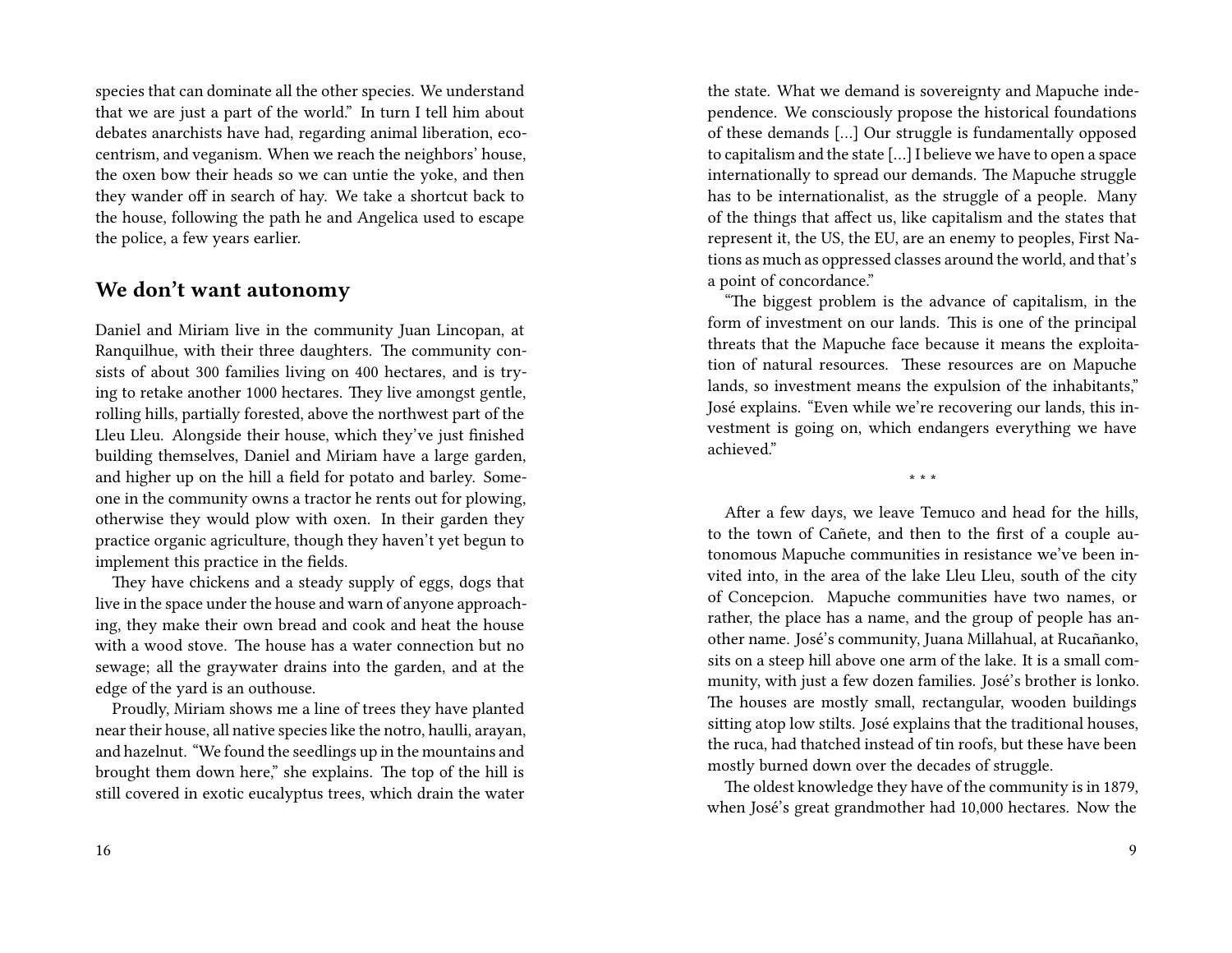species that can dominate all the other species. We understand that we are just a part of the world." In turn I tell him about debates anarchists have had, regarding animal liberation, ecocentrism, and veganism. When we reach the neighbors' house, the oxen bow their heads so we can untie the yoke, and then they wander off in search of hay. We take a shortcut back to the house, following the path he and Angelica used to escape the police, a few years earlier.

## We don't want autonomy

Daniel and Miriam live in the community Juan Lincopan, at Ranquilhue, with their three daughters. The community consists of about 300 families living on 400 hectares, and is trying to retake another 1000 hectares. They live amongst gentle, rolling hills, partially forested, above the northwest part of the Lleu Lleu. Alongside their house, which they've just finished building themselves, Daniel and Miriam have a large garden, and higher up on the hill a field for potato and barley. Someone in the community owns a tractor he rents out for plowing, otherwise they would plow with oxen. In their garden they practice organic agriculture, though they haven't yet begun to implement this practice in the fields.

They have chickens and a steady supply of eggs, dogs that live in the space under the house and warn of anyone approaching, they make their own bread and cook and heat the house with a wood stove. The house has a water connection but no sewage; all the graywater drains into the garden, and at the edge of the yard is an outhouse.

Proudly, Miriam shows me a line of trees they have planted near their house, all native species like the notro, haulli, arayan, and hazelnut. "We found the seedlings up in the mountains and brought them down here," she explains. The top of the hill is still covered in exotic eucalyptus trees, which drain the water

the state. What we demand is sovereignty and Mapuche independence. We consciously propose the historical foundations of these demands [...] Our struggle is fundamentally opposed to capitalism and the state [...] I believe we have to open a space internationally to spread our demands. The Mapuche struggle has to be internationalist, as the struggle of a people. Many of the things that affect us, like capitalism and the states that represent it, the US, the EU, are an enemy to peoples, First Nations as much as oppressed classes around the world, and that's a point of concordance."

"The biggest problem is the advance of capitalism, in the form of investment on our lands. This is one of the principal threats that the Mapuche face because it means the exploitation of natural resources. These resources are on Mapuche lands, so investment means the expulsion of the inhabitants," José explains. "Even while we're recovering our lands, this investment is going on, which endangers everything we have achieved."

\* \* \*

After a few days, we leave Temuco and head for the hills, to the town of Cañete, and then to the first of a couple autonomous Mapuche communities in resistance we've been invited into, in the area of the lake Lleu Lleu, south of the city of Concepcion. Mapuche communities have two names, or rather, the place has a name, and the group of people has another name. José's community, Juana Millahual, at Rucañanko, sits on a steep hill above one arm of the lake. It is a small community, with just a few dozen families. José's brother is lonko. The houses are mostly small, rectangular, wooden buildings sitting atop low stilts. José explains that the traditional houses, the ruca, had thatched instead of tin roofs, but these have been mostly burned down over the decades of struggle.

The oldest knowledge they have of the community is in 1879, when José's great grandmother had 10,000 hectares. Now the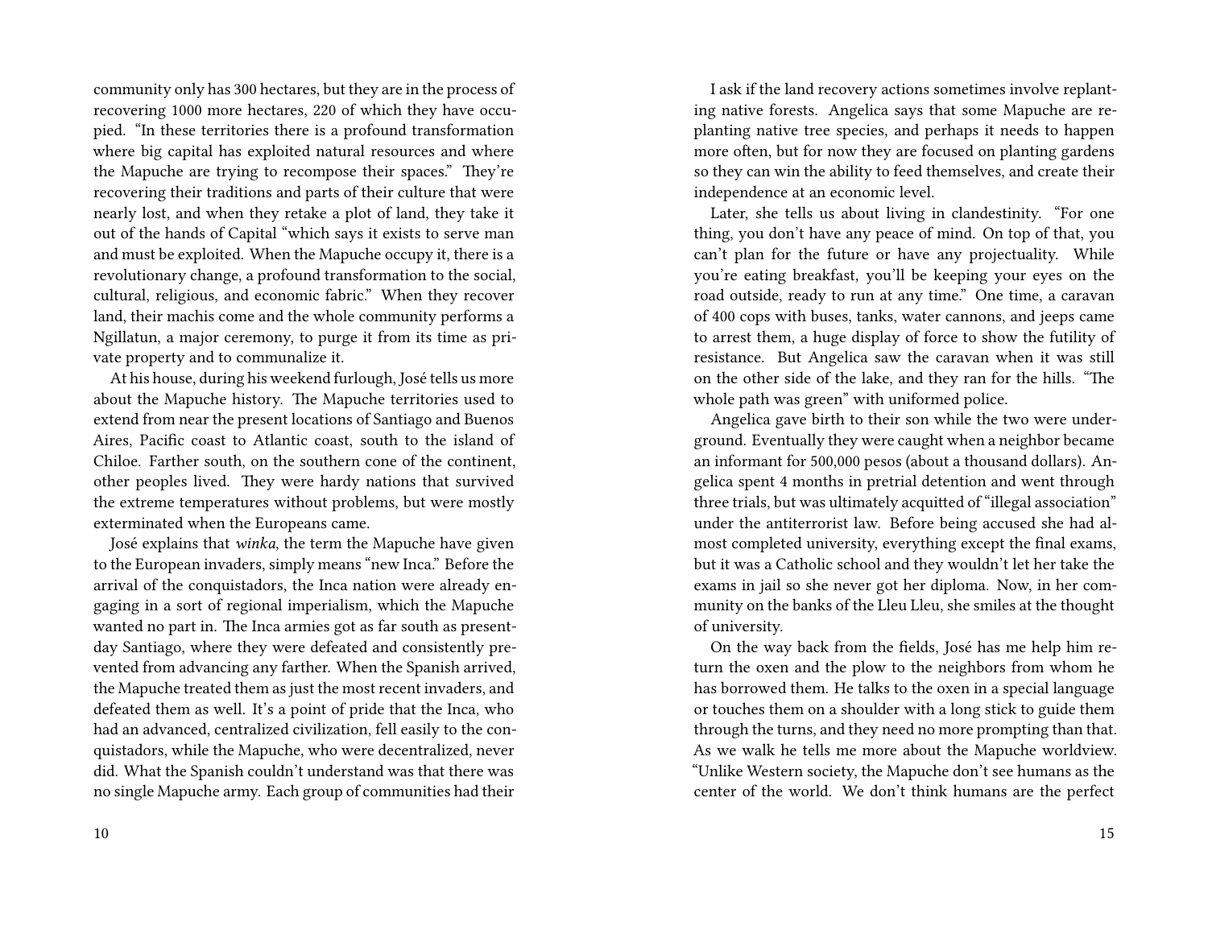community only has 300 hectares, but they are in the process of recovering 1000 more hectares, 220 of which they have occupied. "In these territories there is a profound transformation where big capital has exploited natural resources and where the Mapuche are trying to recompose their spaces." They're recovering their traditions and parts of their culture that were nearly lost, and when they retake a plot of land, they take it out of the hands of Capital "which says it exists to serve man and must be exploited. When the Mapuche occupy it, there is a revolutionary change, a profound transformation to the social, cultural, religious, and economic fabric." When they recover land, their machis come and the whole community performs a Ngillatun, a major ceremony, to purge it from its time as private property and to communalize it.

At his house, during his weekend furlough, José tells us more about the Mapuche history. The Mapuche territories used to extend from near the present locations of Santiago and Buenos Aires, Pacific coast to Atlantic coast, south to the island of Chiloe. Farther south, on the southern cone of the continent, other peoples lived. They were hardy nations that survived the extreme temperatures without problems, but were mostly exterminated when the Europeans came.

José explains that *winka*, the term the Mapuche have given to the European invaders, simply means "new Inca." Before the arrival of the conquistadors, the Inca nation were already engaging in a sort of regional imperialism, which the Mapuche wanted no part in. The Inca armies got as far south as present-day Santiago, where they were defeated and consistently prevented from advancing any farther. When the Spanish arrived, the Mapuche treated them as just the most recent invaders, and defeated them as well. It's a point of pride that the Inca, who had an advanced, centralized civilization, fell easily to the conquistadors, while the Mapuche, who were decentralized, never did. What the Spanish couldn't understand was that there was no single Mapuche army. Each group of communities had their

I ask if the land recovery actions sometimes involve replanting native forests. Angelica says that some Mapuche are replanting native tree species, and perhaps it needs to happen more often, but for now they are focused on planting gardens so they can win the ability to feed themselves, and create their independence at an economic level.

Later, she tells us about living in clandestinity. "For one thing, you don't have any peace of mind. On top of that, you can't plan for the future or have any projectuality. While you're eating breakfast, you'll be keeping your eyes on the road outside, ready to run at any time." One time, a caravan of 400 cops with buses, tanks, water cannons, and jeeps came to arrest them, a huge display of force to show the futility of resistance. But Angelica saw the caravan when it was still on the other side of the lake, and they ran for the hills. "The whole path was green" with uniformed police.

Angelica gave birth to their son while the two were underground. Eventually they were caught when a neighbor became an informant for 500,000 pesos (about a thousand dollars). Angelica spent 4 months in pretrial detention and went through three trials, but was ultimately acquitted of "illegal association" under the antiterrorist law. Before being accused she had almost completed university, everything except the final exams, but it was a Catholic school and they wouldn't let her take the exams in jail so she never got her diploma. Now, in her community on the banks of the Lleu Lleu, she smiles at the thought of university.

On the way back from the fields, José has me help him return the oxen and the plow to the neighbors from whom he has borrowed them. He talks to the oxen in a special language or touches them on a shoulder with a long stick to guide them through the turns, and they need no more prompting than that. As we walk he tells me more about the Mapuche worldview. "Unlike Western society, the Mapuche don't see humans as the center of the world. We don't think humans are the perfect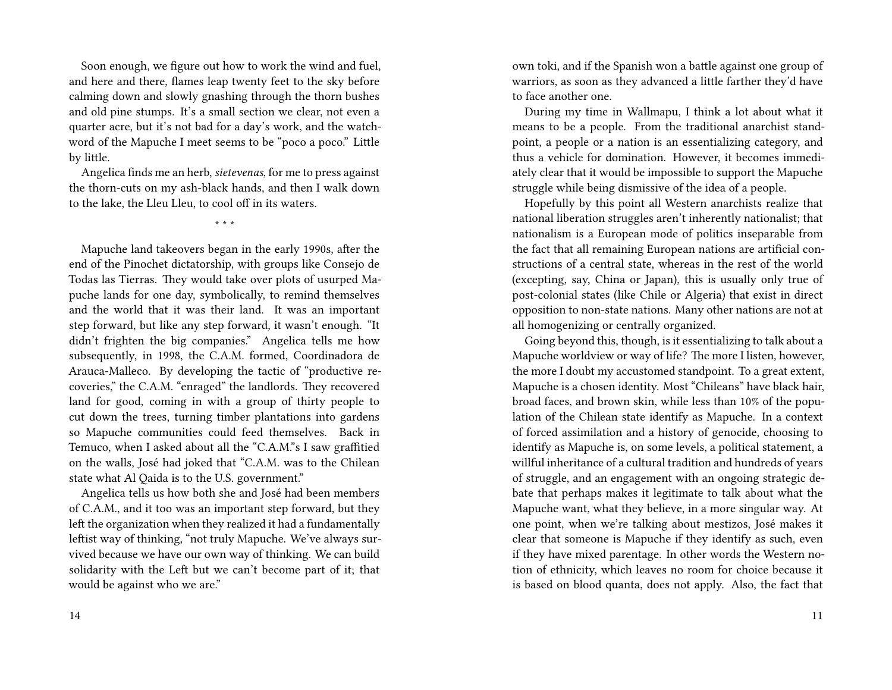Soon enough, we figure out how to work the wind and fuel, and here and there, flames leap twenty feet to the sky before calming down and slowly gnashing through the thorn bushes and old pine stumps. It's a small section we clear, not even a quarter acre, but it's not bad for a day's work, and the watchword of the Mapuche I meet seems to be "poco a poco." Little by little.

Angelica finds me an herb, *sietevenas*, for me to press against the thorn-cuts on my ash-black hands, and then I walk down to the lake, the Lleu Lleu, to cool off in its waters.

\* \* \*

Mapuche land takeovers began in the early 1990s, after the end of the Pinochet dictatorship, with groups like Consejo de Todas las Tierras. They would take over plots of usurped Mapuche lands for one day, symbolically, to remind themselves and the world that it was their land. It was an important step forward, but like any step forward, it wasn't enough. "It didn't frighten the big companies." Angelica tells me how subsequently, in 1998, the C.A.M. formed, Coordinadora de Arauca-Malleco. By developing the tactic of "productive recoveries," the C.A.M. "enraged" the landlords. They recovered land for good, coming in with a group of thirty people to cut down the trees, turning timber plantations into gardens so Mapuche communities could feed themselves. Back in Temuco, when I asked about all the "C.A.M."s I saw graffitied on the walls, José had joked that "C.A.M. was to the Chilean state what Al Qaida is to the U.S. government."

Angelica tells us how both she and José had been members of C.A.M., and it too was an important step forward, but they left the organization when they realized it had a fundamentally leftist way of thinking, "not truly Mapuche. We've always survived because we have our own way of thinking. We can build solidarity with the Left but we can't become part of it; that would be against who we are."

own toki, and if the Spanish won a battle against one group of warriors, as soon as they advanced a little farther they'd have to face another one.

During my time in Wallmapu, I think a lot about what it means to be a people. From the traditional anarchist standpoint, a people or a nation is an essentializing category, and thus a vehicle for domination. However, it becomes immediately clear that it would be impossible to support the Mapuche struggle while being dismissive of the idea of a people.

Hopefully by this point all Western anarchists realize that national liberation struggles aren't inherently nationalist; that nationalism is a European mode of politics inseparable from the fact that all remaining European nations are artificial constructions of a central state, whereas in the rest of the world (excepting, say, China or Japan), this is usually only true of post-colonial states (like Chile or Algeria) that exist in direct opposition to non-state nations. Many other nations are not at all homogenizing or centrally organized.

Going beyond this, though, is it essentializing to talk about a Mapuche worldview or way of life? The more I listen, however, the more I doubt my accustomed standpoint. To a great extent, Mapuche is a chosen identity. Most "Chileans" have black hair, broad faces, and brown skin, while less than 10% of the population of the Chilean state identify as Mapuche. In a context of forced assimilation and a history of genocide, choosing to identify as Mapuche is, on some levels, a political statement, a willful inheritance of a cultural tradition and hundreds of years of struggle, and an engagement with an ongoing strategic debate that perhaps makes it legitimate to talk about what the Mapuche want, what they believe, in a more singular way. At one point, when we're talking about mestizos, José makes it clear that someone is Mapuche if they identify as such, even if they have mixed parentage. In other words the Western notion of ethnicity, which leaves no room for choice because it is based on blood quanta, does not apply. Also, the fact that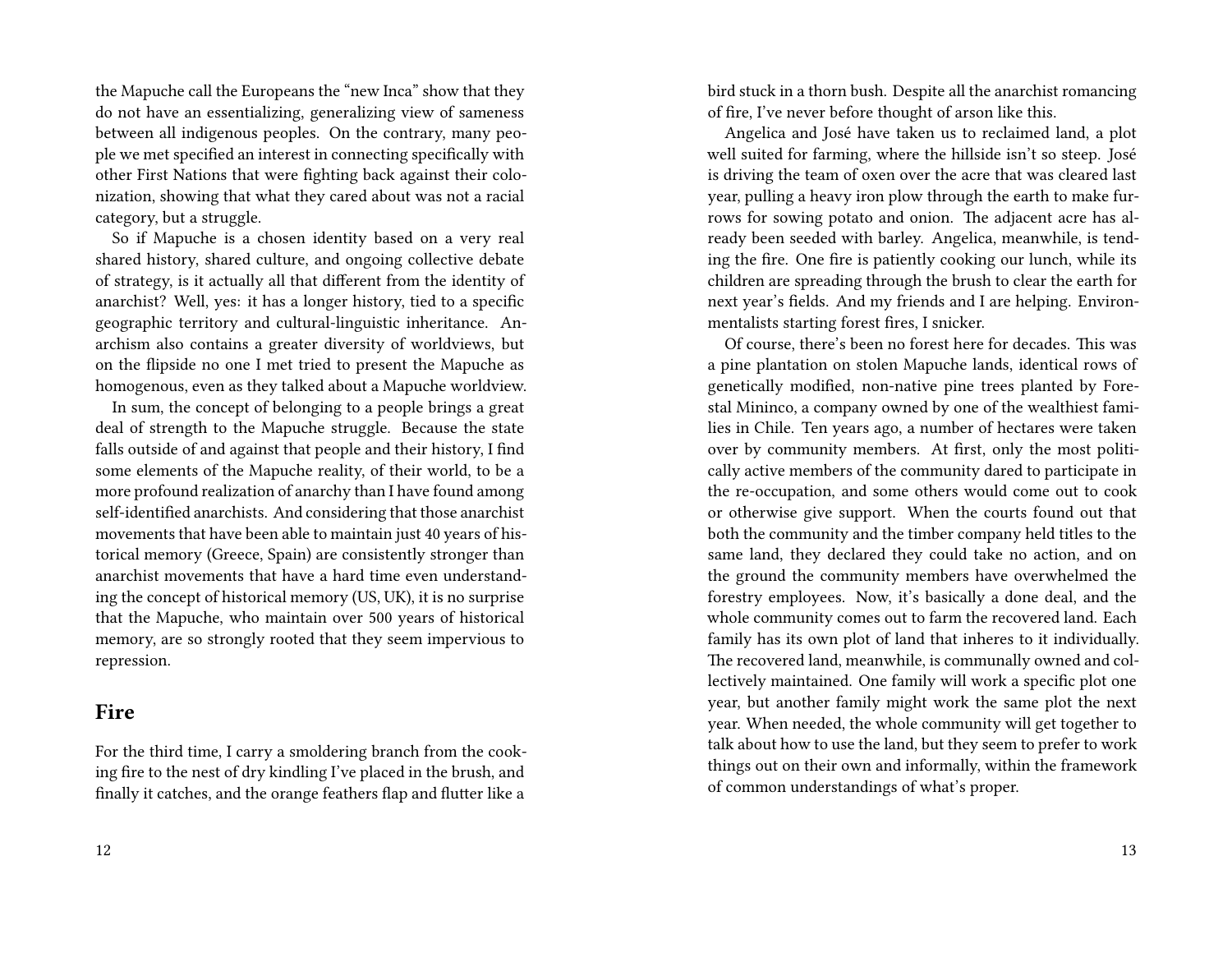the Mapuche call the Europeans the "new Inca" show that they do not have an essentializing, generalizing view of sameness between all indigenous peoples. On the contrary, many people we met specified an interest in connecting specifically with other First Nations that were fighting back against their colonization, showing that what they cared about was not a racial category, but a struggle.

So if Mapuche is a chosen identity based on a very real shared history, shared culture, and ongoing collective debate of strategy, is it actually all that different from the identity of anarchist? Well, yes: it has a longer history, tied to a specific geographic territory and cultural-linguistic inheritance. Anarchism also contains a greater diversity of worldviews, but on the flipside no one I met tried to present the Mapuche as homogenous, even as they talked about a Mapuche worldview.

In sum, the concept of belonging to a people brings a great deal of strength to the Mapuche struggle. Because the state falls outside of and against that people and their history, I find some elements of the Mapuche reality, of their world, to be a more profound realization of anarchy than I have found among self-identified anarchists. And considering that those anarchist movements that have been able to maintain just 40 years of historical memory (Greece, Spain) are consistently stronger than anarchist movements that have a hard time even understanding the concept of historical memory (US, UK), it is no surprise that the Mapuche, who maintain over 500 years of historical memory, are so strongly rooted that they seem impervious to repression.

## Fire

For the third time, I carry a smoldering branch from the cooking fire to the nest of dry kindling I've placed in the brush, and finally it catches, and the orange feathers flap and flutter like a bird stuck in a thorn bush. Despite all the anarchist romancing of fire, I've never before thought of arson like this.

Angelica and José have taken us to reclaimed land, a plot well suited for farming, where the hillside isn't so steep. José is driving the team of oxen over the acre that was cleared last year, pulling a heavy iron plow through the earth to make furrows for sowing potato and onion. The adjacent acre has already been seeded with barley. Angelica, meanwhile, is tending the fire. One fire is patiently cooking our lunch, while its children are spreading through the brush to clear the earth for next year's fields. And my friends and I are helping. Environmentalists starting forest fires, I snicker.

Of course, there's been no forest here for decades. This was a pine plantation on stolen Mapuche lands, identical rows of genetically modified, non-native pine trees planted by Forestal Mininco, a company owned by one of the wealthiest families in Chile. Ten years ago, a number of hectares were taken over by community members. At first, only the most politically active members of the community dared to participate in the re-occupation, and some others would come out to cook or otherwise give support. When the courts found out that both the community and the timber company held titles to the same land, they declared they could take no action, and on the ground the community members have overwhelmed the forestry employees. Now, it's basically a done deal, and the whole community comes out to farm the recovered land. Each family has its own plot of land that inheres to it individually. The recovered land, meanwhile, is communally owned and collectively maintained. One family will work a specific plot one year, but another family might work the same plot the next year. When needed, the whole community will get together to talk about how to use the land, but they seem to prefer to work things out on their own and informally, within the framework of common understandings of what's proper.